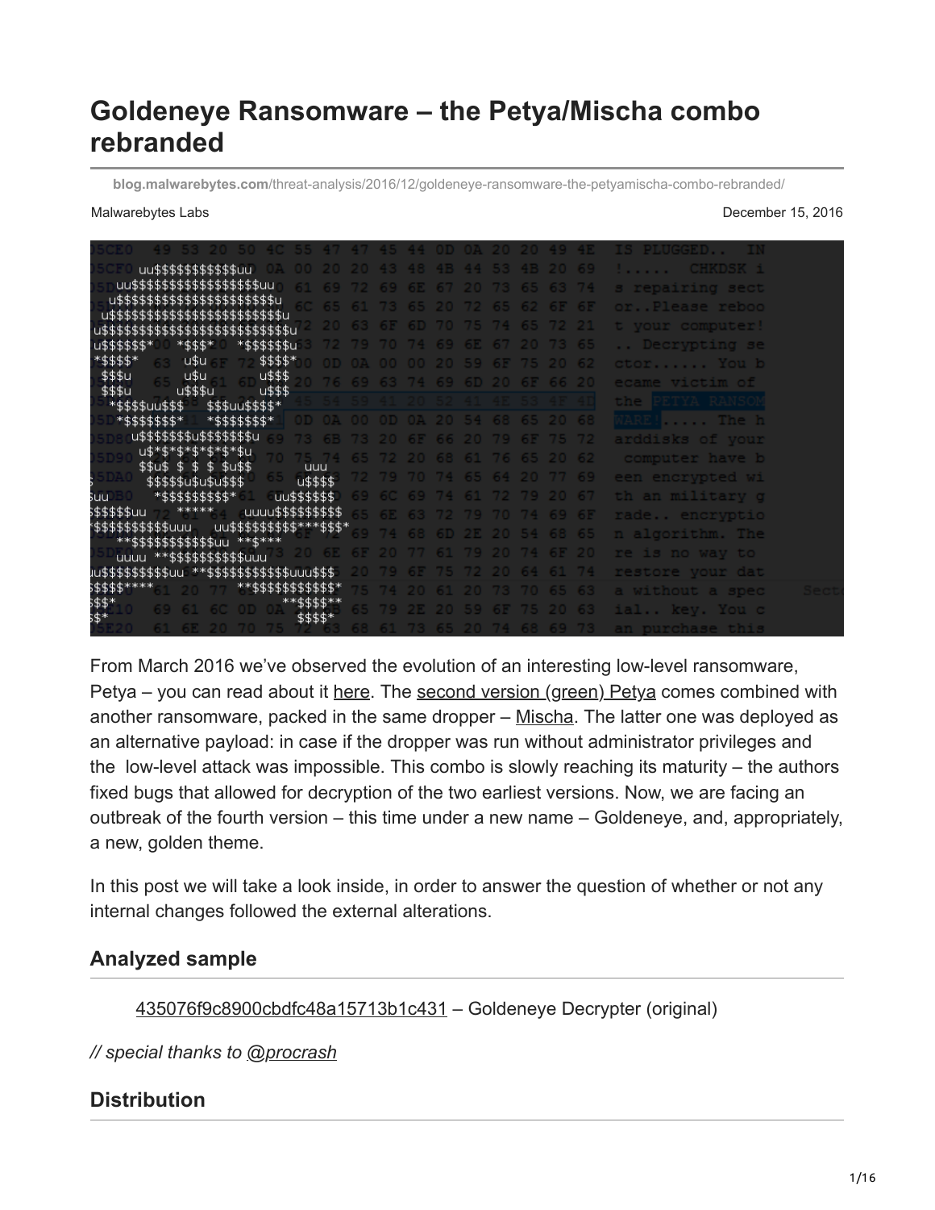# Goldeneye Ransomware – the Petya/Mischa combo rebranded

blog.malwarebytes.com/threat-analysis/2016/12/goldeneye-ransomware-the-petyamischa-combo-rebranded/

Malwarebytes Labs

December 15, 2016

From March 2016 we've observed the evolution of an interesting low-level ransomware, Petya – you can read about it here. The second version (green) Petya comes combined with another ransomware, packed in the same dropper – Mischa. The latter one was deployed as an alternative payload: in case if the dropper was run without administrator privileges and the low-level attack was impossible. This combo is slowly reaching its maturity – the authors fixed bugs that allowed for decryption of the two earliest versions. Now, we are facing an outbreak of the fourth version – this time under a new name – Goldeneye, and, appropriately, a new, golden theme.

In this post we will take a look inside, in order to answer the question of whether or not any internal changes followed the external alterations.

## Analyzed sample

435076f9c8900cbdfc48a15713b1c431 – Goldeneye Decrypter (original)

*// special thanks to @procrash*

## Distribution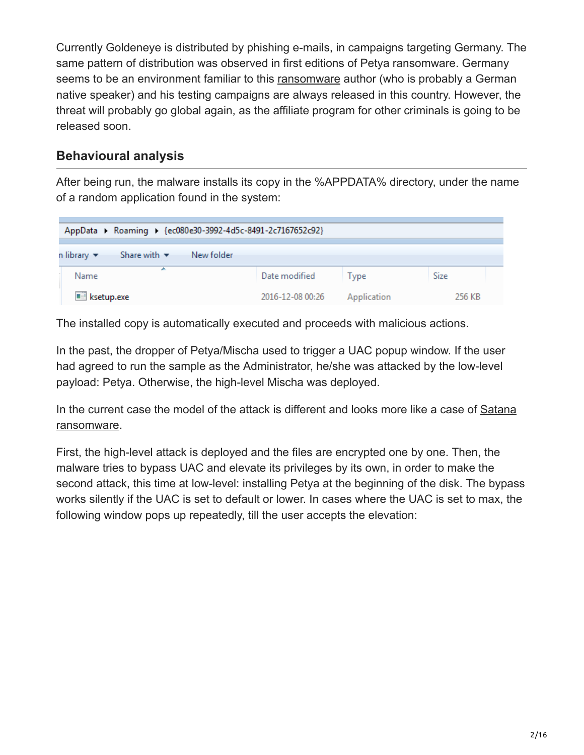Currently Goldeneye is distributed by phishing e-mails, in campaigns targeting Germany. The same pattern of distribution was observed in first editions of Petya ransomware. Germany seems to be an environment familiar to this ransomware author (who is probably a German native speaker) and his testing campaigns are always released in this country. However, the threat will probably go global again, as the affiliate program for other criminals is going to be released soon.

## Behavioural analysis

After being run, the malware installs its copy in the %APPDATA% directory, under the name of a random application found in the system:

The installed copy is automatically executed and proceeds with malicious actions.

In the past, the dropper of Petya/Mischa used to trigger a UAC popup window. If the user had agreed to run the sample as the Administrator, he/she was attacked by the low-level payload: Petya. Otherwise, the high-level Mischa was deployed.

In the current case the model of the attack is different and looks more like a case of Satana ransomware.

First, the high-level attack is deployed and the files are encrypted one by one. Then, the malware tries to bypass UAC and elevate its privileges by its own, in order to make the second attack, this time at low-level: installing Petya at the beginning of the disk. The bypass works silently if the UAC is set to default or lower. In cases where the UAC is set to max, the following window pops up repeatedly, till the user accepts the elevation: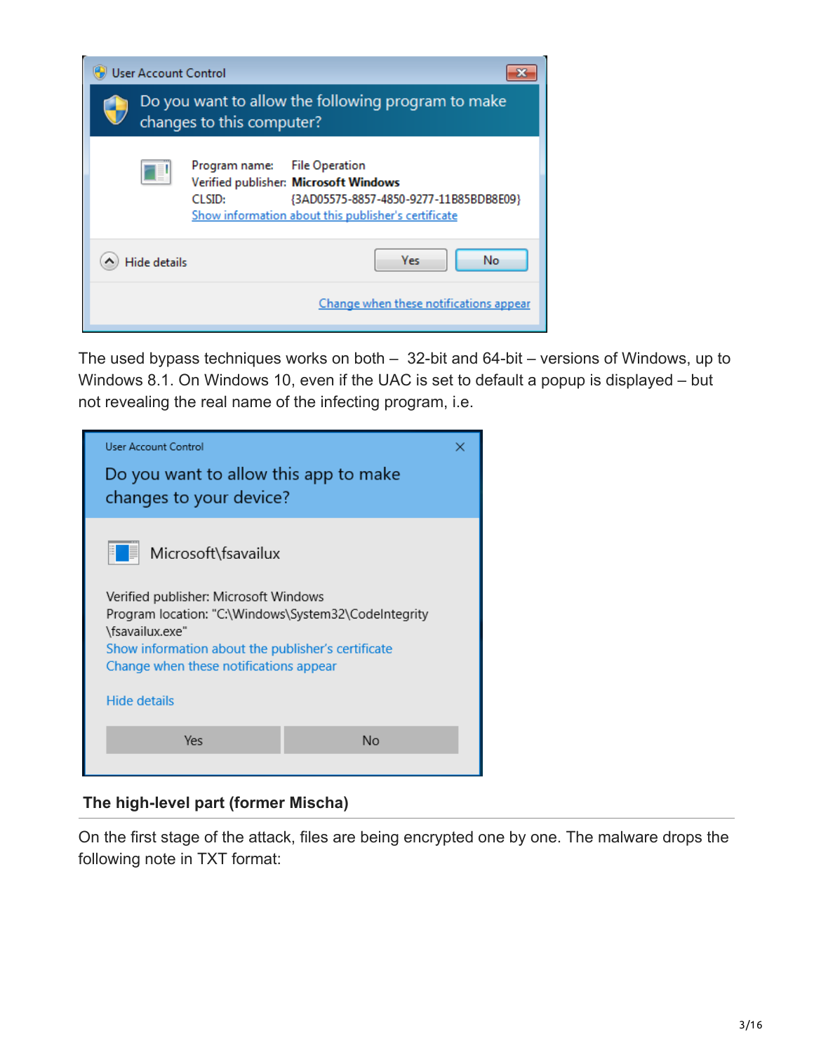User Account Control

Do you want to allow the following program to make changes to this computer?

Program name: File Operation
Verified publisher: **Microsoft Windows**
CLSID: {3AD05575-8857-4850-9277-11B85BDB8E09}
Show information about this publisher's certificate

Hide details Yes No

Change when these notifications appear

The used bypass techniques works on both – 32-bit and 64-bit – versions of Windows, up to Windows 8.1. On Windows 10, even if the UAC is set to default a popup is displayed – but not revealing the real name of the infecting program, i.e.

User Account Control

Do you want to allow this app to make changes to your device?

Microsoft\fsavailux

Verified publisher: Microsoft Windows
Program location: "C:\Windows\System32\CodeIntegrity\fsavailux.exe"
Show information about the publisher's certificate
Change when these notifications appear

Hide details

Yes No

### The high-level part (former Mischa)

On the first stage of the attack, files are being encrypted one by one. The malware drops the following note in TXT format: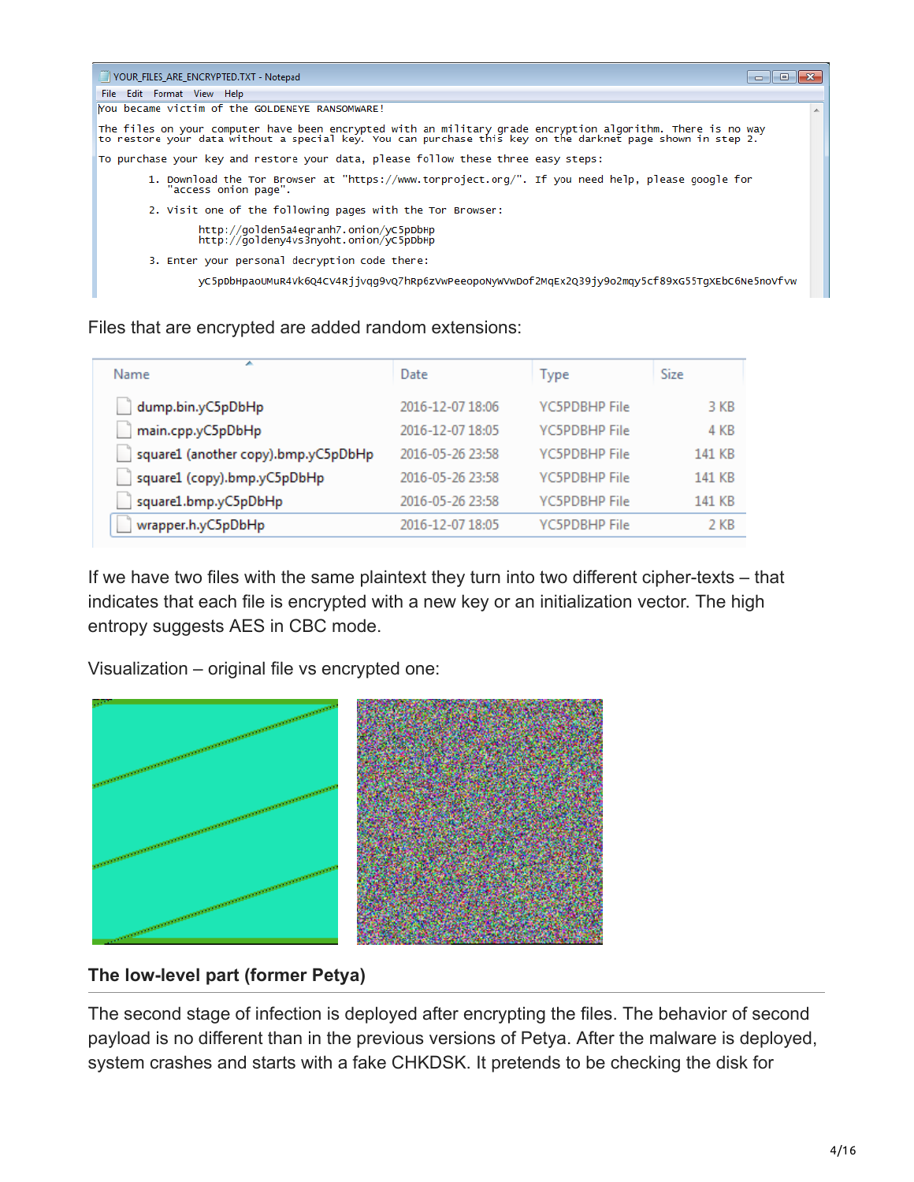```
YOUR_FILES_ARE_ENCRYPTED.TXT - Notepad
File  Edit  Format  View  Help
You became victim of the GOLDENEYE RANSOMWARE!

The files on your computer have been encrypted with an military grade encryption algorithm. There is no way
to restore your data without a special key. You can purchase this key on the darknet page shown in step 2.

To purchase your key and restore your data, please follow these three easy steps:

        1. Download the Tor Browser at "https://www.torproject.org/". If you need help, please google for
           "access onion page".

        2. Visit one of the following pages with the Tor Browser:

                http://golden5a4eqranh7.onion/yC5pDbHp
                http://goldeny4vs3nyoht.onion/yC5pDbHp

        3. Enter your personal decryption code there:

                yC5pDbHpaoUMuR4vk6Q4CV4Rjjvqg9vQ7hRp6zVwPeeopoNyWVwDof2MqEx2Q39jy9o2mqy5cf89xG55TgXEbC6Ne5novfvw
```

Files that are encrypted are added random extensions:

| Name | Date | Type | Size |
|---|---|---|---|
| dump.bin.yC5pDbHp | 2016-12-07 18:06 | YC5PDBHP File | 3 KB |
| main.cpp.yC5pDbHp | 2016-12-07 18:05 | YC5PDBHP File | 4 KB |
| square1 (another copy).bmp.yC5pDbHp | 2016-05-26 23:58 | YC5PDBHP File | 141 KB |
| square1 (copy).bmp.yC5pDbHp | 2016-05-26 23:58 | YC5PDBHP File | 141 KB |
| square1.bmp.yC5pDbHp | 2016-05-26 23:58 | YC5PDBHP File | 141 KB |
| wrapper.h.yC5pDbHp | 2016-12-07 18:05 | YC5PDBHP File | 2 KB |

If we have two files with the same plaintext they turn into two different cipher-texts – that indicates that each file is encrypted with a new key or an initialization vector. The high entropy suggests AES in CBC mode.

Visualization – original file vs encrypted one:

### The low-level part (former Petya)

The second stage of infection is deployed after encrypting the files. The behavior of second payload is no different than in the previous versions of Petya. After the malware is deployed, system crashes and starts with a fake CHKDSK. It pretends to be checking the disk for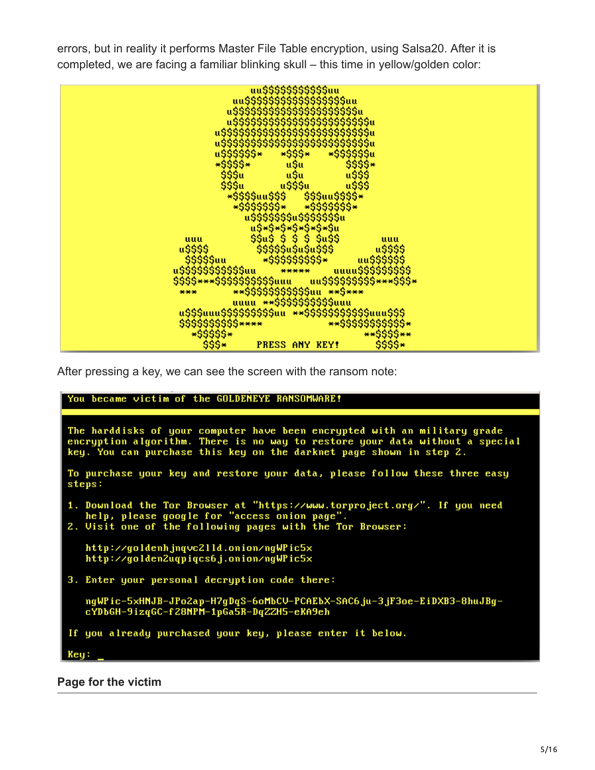errors, but in reality it performs Master File Table encryption, using Salsa20. After it is completed, we are facing a familiar blinking skull – this time in yellow/golden color:

```
PRESS ANY KEY!
```

After pressing a key, we can see the screen with the ransom note:

```
You became victim of the GOLDENEYE RANSOMWARE!

The harddisks of your computer have been encrypted with an military grade
encryption algorithm. There is no way to restore your data without a special
key. You can purchase this key on the darknet page shown in step 2.

To purchase your key and restore your data, please follow these three easy
steps:

1. Download the Tor Browser at "https://www.torproject.org/". If you need
   help, please google for "access onion page".
2. Visit one of the following pages with the Tor Browser:

   http://goldenhjnqvc2lld.onion/ngWPic5x
   http://golden2uqpiqcs6j.onion/ngWPic5x

3. Enter your personal decryption code there:

   ngWPic-5xHNJB-JPo2ap-H7gDqS-6oMbCV-PCAEbX-SAC6ju-3jF3oe-EiDXB3-8huJBg-
   cYDbGH-9izqGC-f28NPM-1pGa5R-DqZZH5-eKA9eh

If you already purchased your key, please enter it below.

Key: _
```

## Page for the victim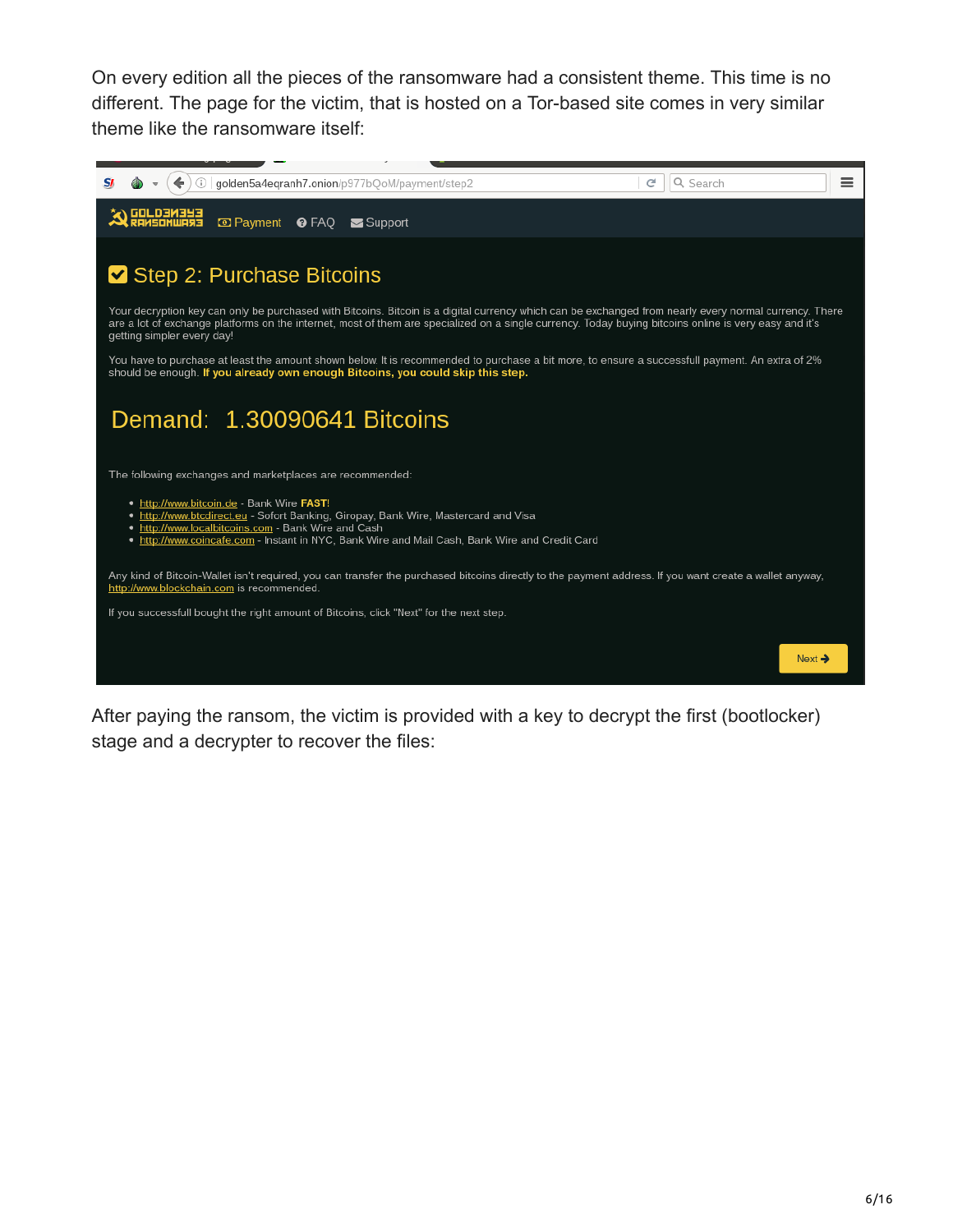On every edition all the pieces of the ransomware had a consistent theme. This time is no different. The page for the victim, that is hosted on a Tor-based site comes in very similar theme like the ransomware itself:

After paying the ransom, the victim is provided with a key to decrypt the first (bootlocker) stage and a decrypter to recover the files: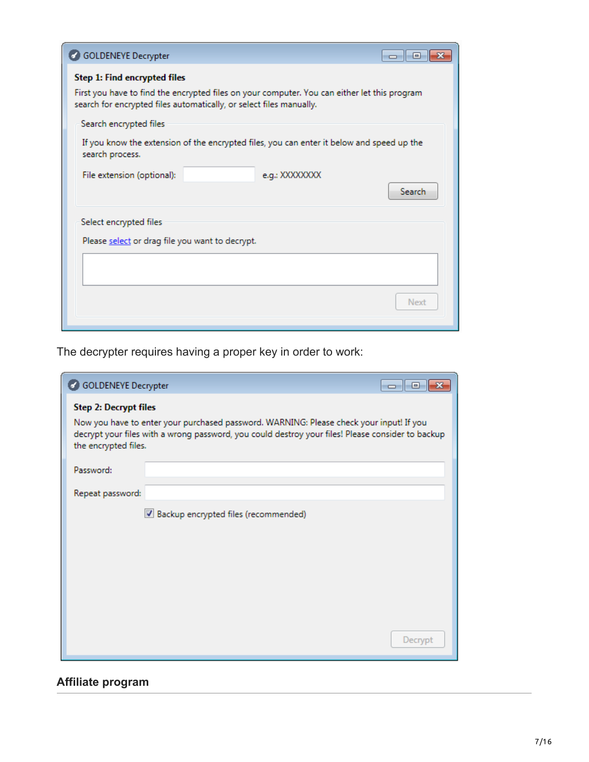The decrypter requires having a proper key in order to work:

## Affiliate program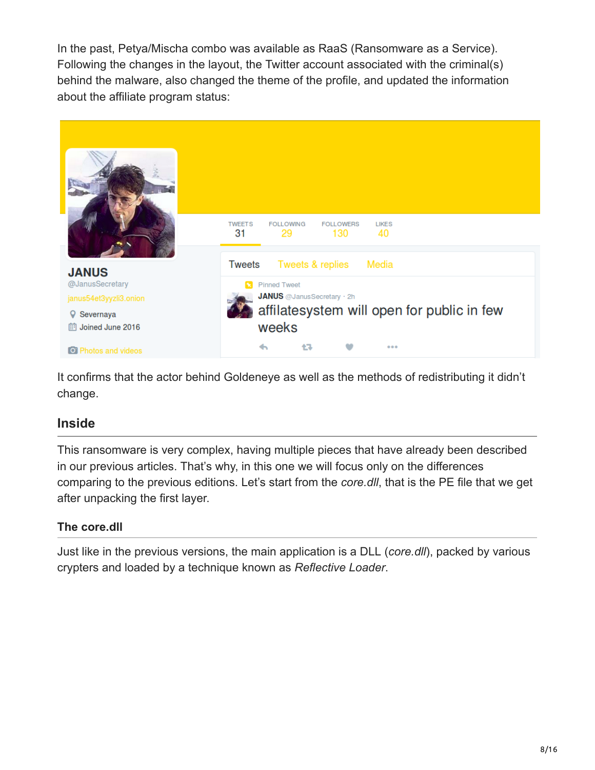In the past, Petya/Mischa combo was available as RaaS (Ransomware as a Service). Following the changes in the layout, the Twitter account associated with the criminal(s) behind the malware, also changed the theme of the profile, and updated the information about the affiliate program status:

It confirms that the actor behind Goldeneye as well as the methods of redistributing it didn't change.

## Inside

This ransomware is very complex, having multiple pieces that have already been described in our previous articles. That's why, in this one we will focus only on the differences comparing to the previous editions. Let's start from the *core.dll*, that is the PE file that we get after unpacking the first layer.

### The core.dll

Just like in the previous versions, the main application is a DLL (*core.dll*), packed by various crypters and loaded by a technique known as *Reflective Loader*.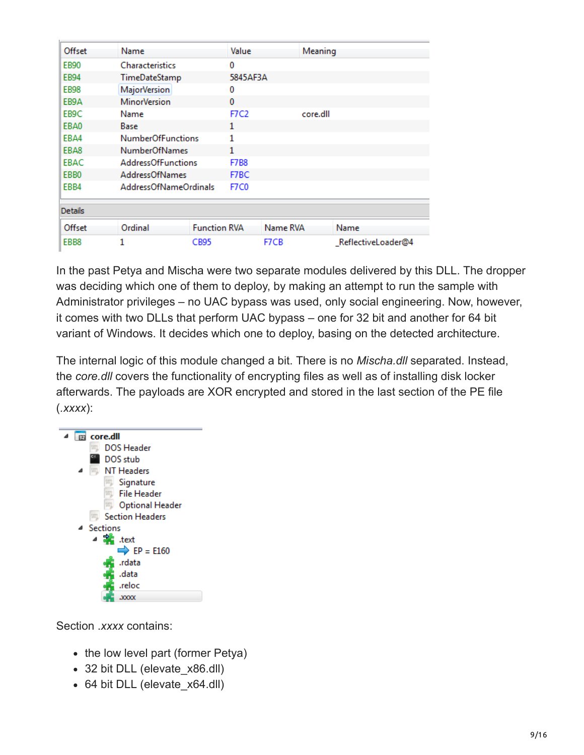| Offset | Name | Value | Meaning |
|---|---|---|---|
| EB90 | Characteristics | 0 | |
| EB94 | TimeDateStamp | 5845AF3A | |
| EB98 | MajorVersion | 0 | |
| EB9A | MinorVersion | 0 | |
| EB9C | Name | F7C2 | core.dll |
| EBA0 | Base | 1 | |
| EBA4 | NumberOfFunctions | 1 | |
| EBA8 | NumberOfNames | 1 | |
| EBAC | AddressOfFunctions | F7B8 | |
| EBB0 | AddressOfNames | F7BC | |
| EBB4 | AddressOfNameOrdinals | F7C0 | |

Details

| Offset | Ordinal | Function RVA | Name RVA | Name |
|---|---|---|---|---|
| EBB8 | 1 | CB95 | F7CB | _ReflectiveLoader@4 |

In the past Petya and Mischa were two separate modules delivered by this DLL. The dropper was deciding which one of them to deploy, by making an attempt to run the sample with Administrator privileges – no UAC bypass was used, only social engineering. Now, however, it comes with two DLLs that perform UAC bypass – one for 32 bit and another for 64 bit variant of Windows. It decides which one to deploy, basing on the detected architecture.

The internal logic of this module changed a bit. There is no *Mischa.dll* separated. Instead, the *core.dll* covers the functionality of encrypting files as well as of installing disk locker afterwards. The payloads are XOR encrypted and stored in the last section of the PE file (*.xxxx*):

```
core.dll
    DOS Header
    DOS stub
    NT Headers
        Signature
        File Header
        Optional Header
    Section Headers
    Sections
        .text
            EP = E160
        .rdata
        .data
        .reloc
        .xxxx
```

Section *.xxxx* contains:

- the low level part (former Petya)
- 32 bit DLL (elevate_x86.dll)
- 64 bit DLL (elevate_x64.dll)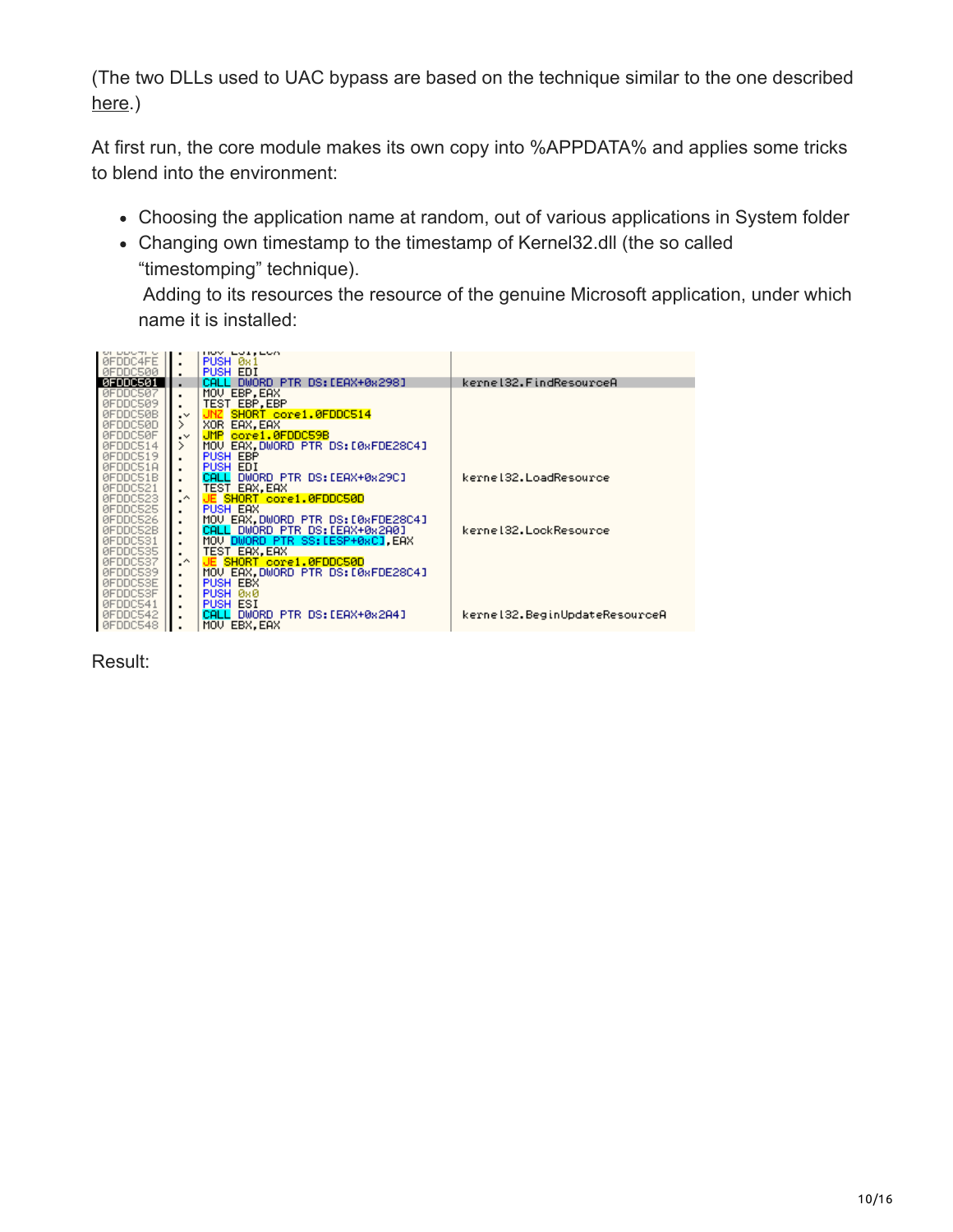(The two DLLs used to UAC bypass are based on the technique similar to the one described here.)

At first run, the core module makes its own copy into %APPDATA% and applies some tricks to blend into the environment:

- Choosing the application name at random, out of various applications in System folder
- Changing own timestamp to the timestamp of Kernel32.dll (the so called "timestomping" technique).
 Adding to its resources the resource of the genuine Microsoft application, under which name it is installed:

```
0FDDC4FE   .  PUSH 0x1
0FDDC500   .  PUSH EDI
0FDDC501   .  CALL DWORD PTR DS:[EAX+0x298]          kernel32.FindResourceA
0FDDC507   .  MOV EBP,EAX
0FDDC509   .  TEST EBP,EBP
0FDDC50B   .v JNZ SHORT core1.0FDDC514
0FDDC50D   >  XOR EAX,EAX
0FDDC50F   .v JMP core1.0FDDC59B
0FDDC514   >  MOV EAX,DWORD PTR DS:[0xFDE28C4]
0FDDC519   .  PUSH EBP
0FDDC51A   .  PUSH EDI
0FDDC51B   .  CALL DWORD PTR DS:[EAX+0x29C]          kernel32.LoadResource
0FDDC521   .  TEST EAX,EAX
0FDDC523   .^ JE SHORT core1.0FDDC50D
0FDDC525   .  PUSH EAX
0FDDC526   .  MOV EAX,DWORD PTR DS:[0xFDE28C4]
0FDDC52B   .  CALL DWORD PTR DS:[EAX+0x2A0]          kernel32.LockResource
0FDDC531   .  MOV DWORD PTR SS:[ESP+0xC],EAX
0FDDC535   .  TEST EAX,EAX
0FDDC537   .^ JE SHORT core1.0FDDC50D
0FDDC539   .  MOV EAX,DWORD PTR DS:[0xFDE28C4]
0FDDC53E   .  PUSH EBX
0FDDC53F   .  PUSH 0x0
0FDDC541   .  PUSH ESI
0FDDC542   .  CALL DWORD PTR DS:[EAX+0x2A4]          kernel32.BeginUpdateResourceA
0FDDC548   .  MOV EBX,EAX
```

Result: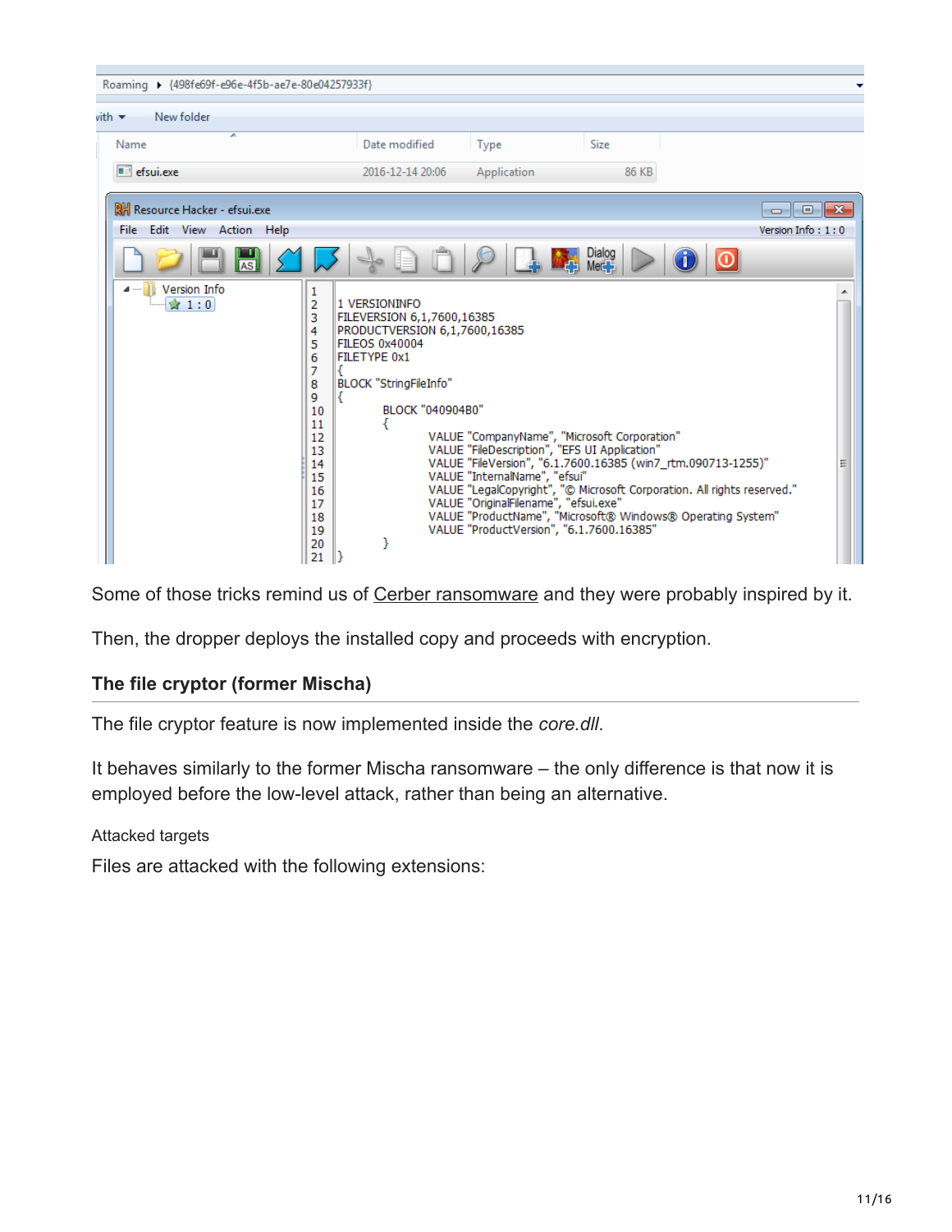```
1 VERSIONINFO
FILEVERSION 6,1,7600,16385
PRODUCTVERSION 6,1,7600,16385
FILEOS 0x40004
FILETYPE 0x1
{
BLOCK "StringFileInfo"
{
	BLOCK "040904B0"
	{
		VALUE "CompanyName", "Microsoft Corporation"
		VALUE "FileDescription", "EFS UI Application"
		VALUE "FileVersion", "6.1.7600.16385 (win7_rtm.090713-1255)"
		VALUE "InternalName", "efsui"
		VALUE "LegalCopyright", "© Microsoft Corporation. All rights reserved."
		VALUE "OriginalFilename", "efsui.exe"
		VALUE "ProductName", "Microsoft® Windows® Operating System"
		VALUE "ProductVersion", "6.1.7600.16385"
	}
}
```

Some of those tricks remind us of Cerber ransomware and they were probably inspired by it.

Then, the dropper deploys the installed copy and proceeds with encryption.

### The file cryptor (former Mischa)

The file cryptor feature is now implemented inside the *core.dll*.

It behaves similarly to the former Mischa ransomware – the only difference is that now it is employed before the low-level attack, rather than being an alternative.

#### Attacked targets

Files are attacked with the following extensions: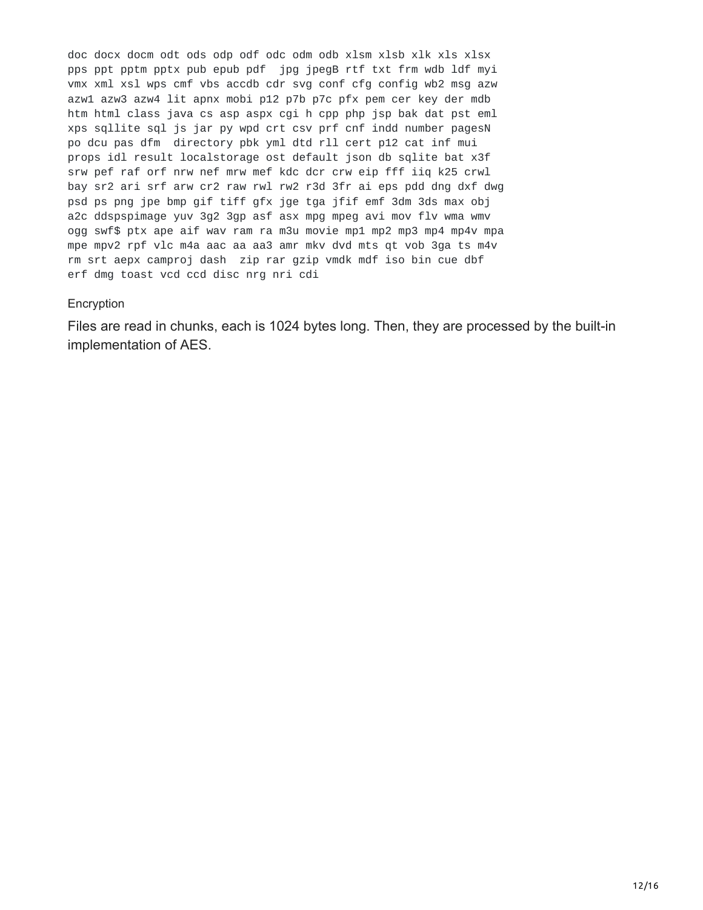```
doc docx docm odt ods odp odf odc odm odb xlsm xlsb xlk xls xlsx
pps ppt pptm pptx pub epub pdf  jpg jpegB rtf txt frm wdb ldf myi
vmx xml xsl wps cmf vbs accdb cdr svg conf cfg config wb2 msg azw
azw1 azw3 azw4 lit apnx mobi p12 p7b p7c pfx pem cer key der mdb
htm html class java cs asp aspx cgi h cpp php jsp bak dat pst eml
xps sqllite sql js jar py wpd crt csv prf cnf indd number pagesN
po dcu pas dfm  directory pbk yml dtd rll cert p12 cat inf mui
props idl result localstorage ost default json db sqlite bat x3f
srw pef raf orf nrw nef mrw mef kdc dcr crw eip fff iiq k25 crwl
bay sr2 ari srf arw cr2 raw rwl rw2 r3d 3fr ai eps pdd dng dxf dwg
psd ps png jpe bmp gif tiff gfx jge tga jfif emf 3dm 3ds max obj
a2c ddspspimage yuv 3g2 3gp asf asx mpg mpeg avi mov flv wma wmv
ogg swf$ ptx ape aif wav ram ra m3u movie mp1 mp2 mp3 mp4 mp4v mpa
mpe mpv2 rpf vlc m4a aac aa aa3 amr mkv dvd mts qt vob 3ga ts m4v
rm srt aepx camproj dash  zip rar gzip vmdk mdf iso bin cue dbf
erf dmg toast vcd ccd disc nrg nri cdi
```

#### Encryption

Files are read in chunks, each is 1024 bytes long. Then, they are processed by the built-in implementation of AES.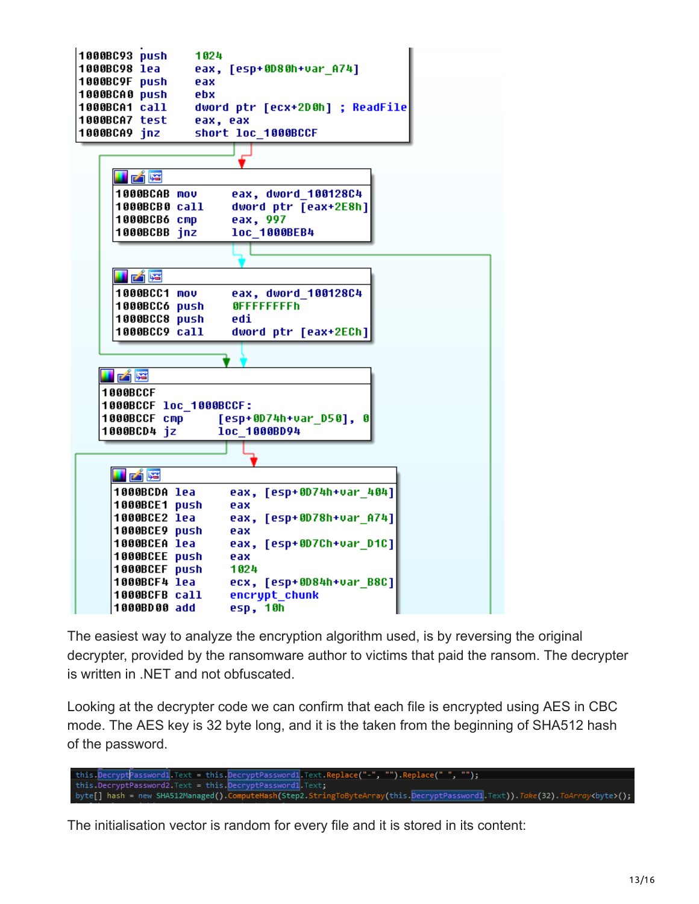```
1000BC93 push    1024
1000BC98 lea     eax, [esp+0D80h+var_A74]
1000BC9F push    eax
1000BCA0 push    ebx
1000BCA1 call    dword ptr [ecx+2D0h] ; ReadFile
1000BCA7 test    eax, eax
1000BCA9 jnz     short loc_1000BCCF

1000BCAB mov     eax, dword_100128C4
1000BCB0 call    dword ptr [eax+2E8h]
1000BCB6 cmp     eax, 997
1000BCBB jnz     loc_1000BEB4

1000BCC1 mov     eax, dword_100128C4
1000BCC6 push    0FFFFFFFFh
1000BCC8 push    edi
1000BCC9 call    dword ptr [eax+2ECh]

1000BCCF
1000BCCF loc_1000BCCF:
1000BCCF cmp     [esp+0D74h+var_D50], 0
1000BCD4 jz      loc_1000BD94

1000BCDA lea     eax, [esp+0D74h+var_404]
1000BCE1 push    eax
1000BCE2 lea     eax, [esp+0D78h+var_A74]
1000BCE9 push    eax
1000BCEA lea     eax, [esp+0D7Ch+var_D1C]
1000BCEE push    eax
1000BCEF push    1024
1000BCF4 lea     ecx, [esp+0D84h+var_B8C]
1000BCFB call    encrypt_chunk
1000BD00 add     esp, 10h
```

The easiest way to analyze the encryption algorithm used, is by reversing the original decrypter, provided by the ransomware author to victims that paid the ransom. The decrypter is written in .NET and not obfuscated.

Looking at the decrypter code we can confirm that each file is encrypted using AES in CBC mode. The AES key is 32 byte long, and it is the taken from the beginning of SHA512 hash of the password.

```
this.DecryptPassword1.Text = this.DecryptPassword1.Text.Replace("-", "").Replace(" ", "");
this.DecryptPassword2.Text = this.DecryptPassword1.Text;
byte[] hash = new SHA512Managed().ComputeHash(Step2.StringToByteArray(this.DecryptPassword1.Text)).Take(32).ToArray<byte>();
```

The initialisation vector is random for every file and it is stored in its content: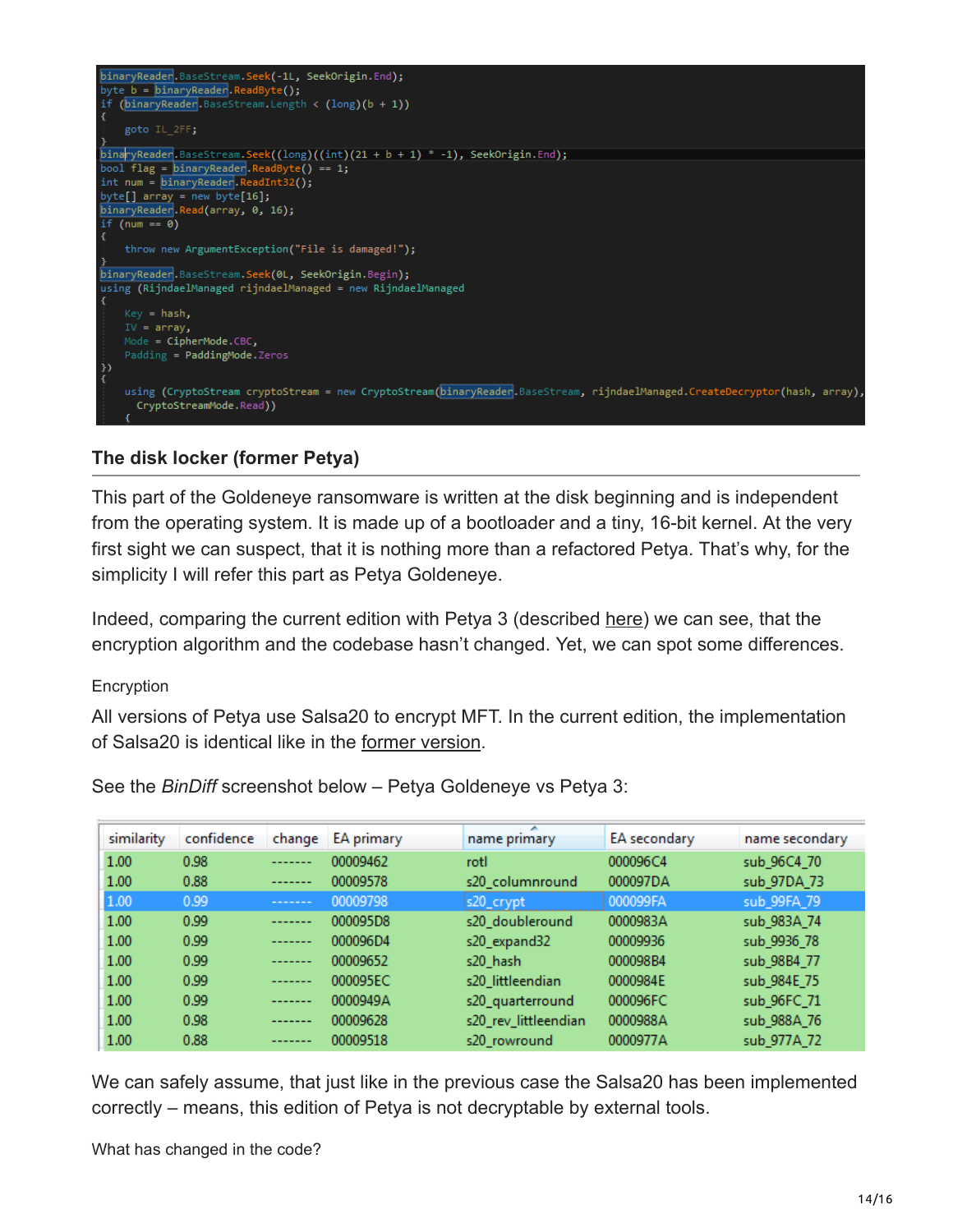```
binaryReader.BaseStream.Seek(-1L, SeekOrigin.End);
byte b = binaryReader.ReadByte();
if (binaryReader.BaseStream.Length < (long)(b + 1))
{
    goto IL_2FF;
}
binaryReader.BaseStream.Seek((long)((int)(21 + b + 1) * -1), SeekOrigin.End);
bool flag = binaryReader.ReadByte() == 1;
int num = binaryReader.ReadInt32();
byte[] array = new byte[16];
binaryReader.Read(array, 0, 16);
if (num == 0)
{
    throw new ArgumentException("File is damaged!");
}
binaryReader.BaseStream.Seek(0L, SeekOrigin.Begin);
using (RijndaelManaged rijndaelManaged = new RijndaelManaged
{
    Key = hash,
    IV = array,
    Mode = CipherMode.CBC,
    Padding = PaddingMode.Zeros
})
{
    using (CryptoStream cryptoStream = new CryptoStream(binaryReader.BaseStream, rijndaelManaged.CreateDecryptor(hash, array),
      CryptoStreamMode.Read))
    {
```

### The disk locker (former Petya)

This part of the Goldeneye ransomware is written at the disk beginning and is independent from the operating system. It is made up of a bootloader and a tiny, 16-bit kernel. At the very first sight we can suspect, that it is nothing more than a refactored Petya. That's why, for the simplicity I will refer this part as Petya Goldeneye.

Indeed, comparing the current edition with Petya 3 (described here) we can see, that the encryption algorithm and the codebase hasn't changed. Yet, we can spot some differences.

Encryption

All versions of Petya use Salsa20 to encrypt MFT. In the current edition, the implementation of Salsa20 is identical like in the former version.

See the *BinDiff* screenshot below – Petya Goldeneye vs Petya 3:

| similarity | confidence | change | EA primary | name primary | EA secondary | name secondary |
|---|---|---|---|---|---|---|
| 1.00 | 0.98 | ------- | 00009462 | rotl | 000096C4 | sub_96C4_70 |
| 1.00 | 0.88 | ------- | 00009578 | s20_columnround | 000097DA | sub_97DA_73 |
| 1.00 | 0.99 | ------- | 00009798 | s20_crypt | 000099FA | sub_99FA_79 |
| 1.00 | 0.99 | ------- | 000095D8 | s20_doubleround | 0000983A | sub_983A_74 |
| 1.00 | 0.99 | ------- | 000096D4 | s20_expand32 | 00009936 | sub_9936_78 |
| 1.00 | 0.99 | ------- | 00009652 | s20_hash | 000098B4 | sub_98B4_77 |
| 1.00 | 0.99 | ------- | 000095EC | s20_littleendian | 0000984E | sub_984E_75 |
| 1.00 | 0.99 | ------- | 0000949A | s20_quarterround | 000096FC | sub_96FC_71 |
| 1.00 | 0.98 | ------- | 00009628 | s20_rev_littleendian | 0000988A | sub_988A_76 |
| 1.00 | 0.88 | ------- | 00009518 | s20_rowround | 0000977A | sub_977A_72 |

We can safely assume, that just like in the previous case the Salsa20 has been implemented correctly – means, this edition of Petya is not decryptable by external tools.

What has changed in the code?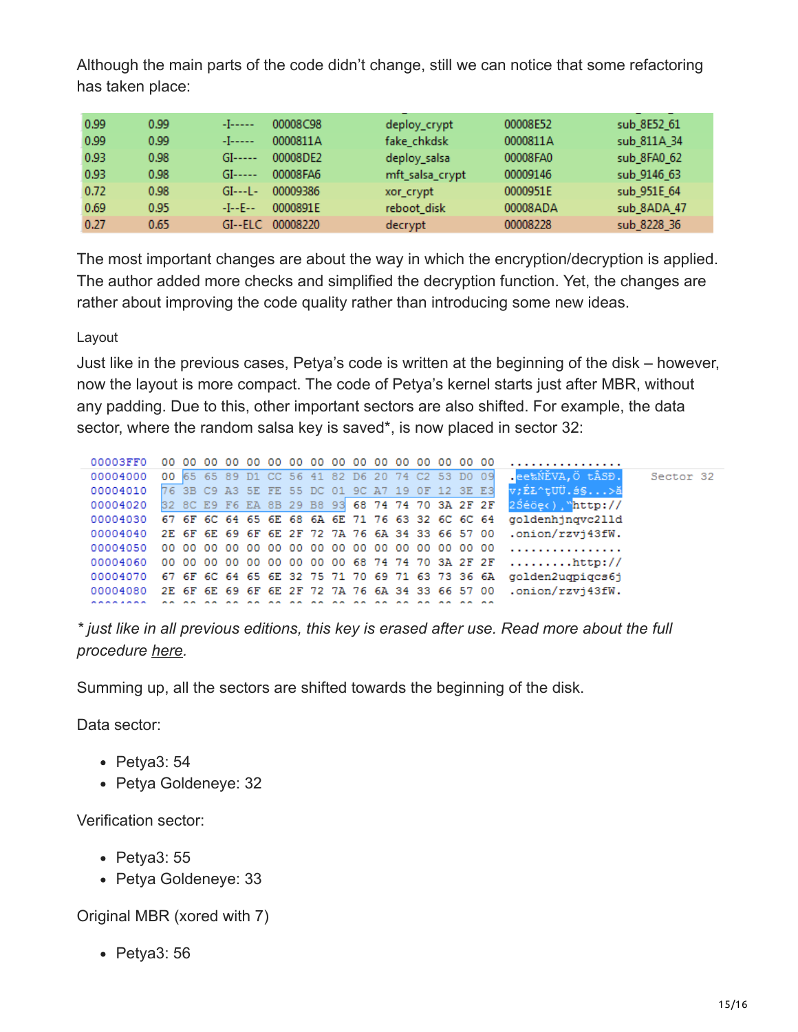Although the main parts of the code didn't change, still we can notice that some refactoring has taken place:

| | | | | | | |
|---|---|---|---|---|---|---|
| 0.99 | 0.99 | -I----- | 00008C98 | deploy_crypt | 00008E52 | sub_8E52_61 |
| 0.99 | 0.99 | -I----- | 0000811A | fake_chkdsk | 0000811A | sub_811A_34 |
| 0.93 | 0.98 | GI----- | 00008DE2 | deploy_salsa | 00008FA0 | sub_8FA0_62 |
| 0.93 | 0.98 | GI----- | 00008FA6 | mft_salsa_crypt | 00009146 | sub_9146_63 |
| 0.72 | 0.98 | GI---L- | 00009386 | xor_crypt | 0000951E | sub_951E_64 |
| 0.69 | 0.95 | -I--E-- | 0000891E | reboot_disk | 00008ADA | sub_8ADA_47 |
| 0.27 | 0.65 | GI--ELC | 00008220 | decrypt | 00008228 | sub_8228_36 |

The most important changes are about the way in which the encryption/decryption is applied. The author added more checks and simplified the decryption function. Yet, the changes are rather about improving the code quality rather than introducing some new ideas.

### Layout

Just like in the previous cases, Petya's code is written at the beginning of the disk – however, now the layout is more compact. The code of Petya's kernel starts just after MBR, without any padding. Due to this, other important sectors are also shifted. For example, the data sector, where the random salsa key is saved*, is now placed in sector 32:

```
00003FF0  00 00 00 00 00 00 00 00 00 00 00 00 00 00 00 00  ................
00004000  00 65 65 89 D1 CC 56 41 82 D6 20 74 C2 53 D0 09  .ee‰ÑÌVA,Ö tÂSÐ.   Sector 32
00004010  76 3B C9 A3 5E FE 55 DC 01 9C A7 19 0F 12 3E E3  v;É£^þUÜ.œ§...>ã
00004020  32 8C E9 F6 EA 8B 29 B8 93 68 74 74 70 3A 2F 2F  2Œéöê‹)¸"http://
00004030  67 6F 6C 64 65 6E 68 6A 6E 71 76 63 32 6C 6C 64  goldenhjnqvc2lld
00004040  2E 6F 6E 69 6F 6E 2F 72 7A 76 6A 34 33 66 57 00  .onion/rzvj43fW.
00004050  00 00 00 00 00 00 00 00 00 00 00 00 00 00 00 00  ................
00004060  00 00 00 00 00 00 00 00 00 68 74 74 70 3A 2F 2F  .........http://
00004070  67 6F 6C 64 65 6E 32 75 71 70 69 71 63 73 36 6A  golden2uqpiqcs6j
00004080  2E 6F 6E 69 6F 6E 2F 72 7A 76 6A 34 33 66 57 00  .onion/rzvj43fW.
```

*\* just like in all previous editions, this key is erased after use. Read more about the full procedure here.*

Summing up, all the sectors are shifted towards the beginning of the disk.

Data sector:

- Petya3: 54
- Petya Goldeneye: 32

Verification sector:

- Petya3: 55
- Petya Goldeneye: 33

Original MBR (xored with 7)

- Petya3: 56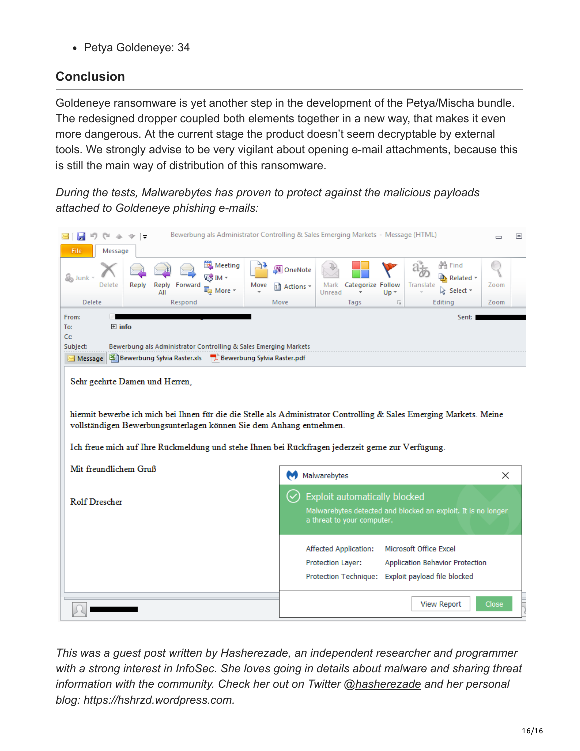- Petya Goldeneye: 34

## Conclusion

Goldeneye ransomware is yet another step in the development of the Petya/Mischa bundle. The redesigned dropper coupled both elements together in a new way, that makes it even more dangerous. At the current stage the product doesn't seem decryptable by external tools. We strongly advise to be very vigilant about opening e-mail attachments, because this is still the main way of distribution of this ransomware.

*During the tests, Malwarebytes has proven to protect against the malicious payloads attached to Goldeneye phishing e-mails:*

---

*This was a guest post written by Hasherezade, an independent researcher and programmer with a strong interest in InfoSec. She loves going in details about malware and sharing threat information with the community. Check her out on Twitter @hasherezade and her personal blog: https://hshrzd.wordpress.com.*